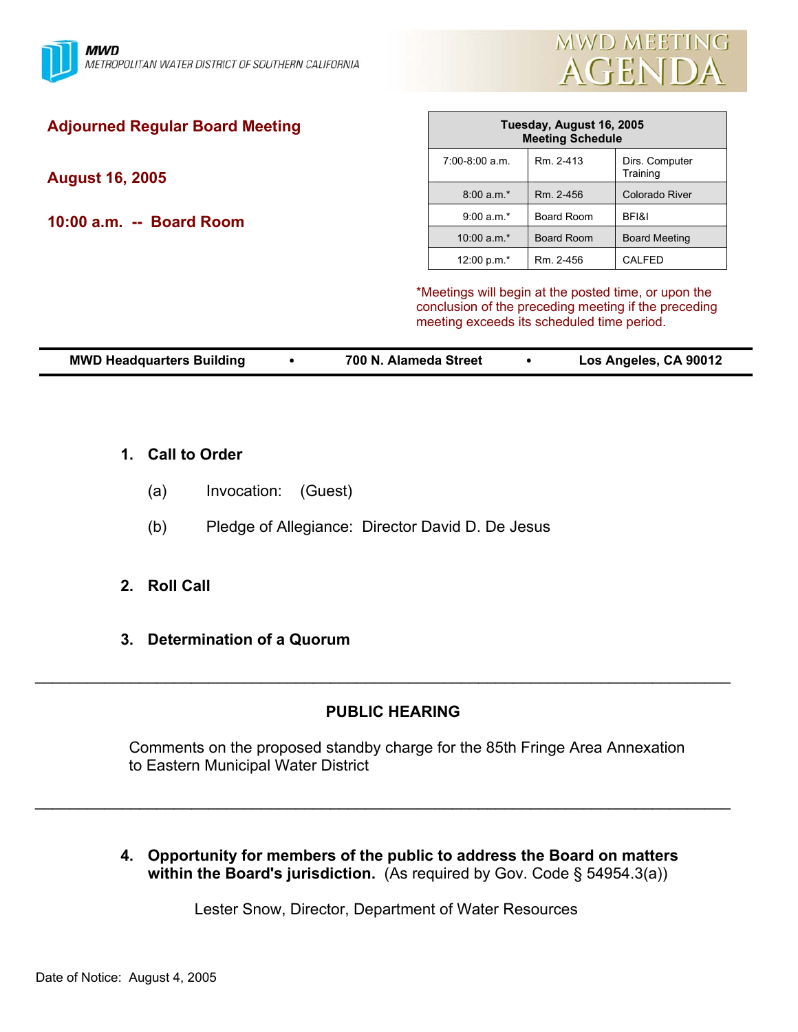**MWD**
METROPOLITAN WATER DISTRICT OF SOUTHERN CALIFORNIA

# MWD MEETING AGENDA

## Adjourned Regular Board Meeting

**August 16, 2005**

**10:00 a.m. -- Board Room**

| Tuesday, August 16, 2005 Meeting Schedule | | |
|---|---|---|
| 7:00-8:00 a.m. | Rm. 2-413 | Dirs. Computer Training |
| 8:00 a.m.* | Rm. 2-456 | Colorado River |
| 9:00 a.m.* | Board Room | BFI&I |
| 10:00 a.m.* | Board Room | Board Meeting |
| 12:00 p.m.* | Rm. 2-456 | CALFED |

*Meetings will begin at the posted time, or upon the conclusion of the preceding meeting if the preceding meeting exceeds its scheduled time period.

**MWD Headquarters Building • 700 N. Alameda Street • Los Angeles, CA 90012**

1. **Call to Order**

   (a) Invocation: (Guest)

   (b) Pledge of Allegiance: Director David D. De Jesus

2. **Roll Call**

3. **Determination of a Quorum**

---

**PUBLIC HEARING**

Comments on the proposed standby charge for the 85th Fringe Area Annexation to Eastern Municipal Water District

---

4. **Opportunity for members of the public to address the Board on matters within the Board's jurisdiction.** (As required by Gov. Code § 54954.3(a))

   Lester Snow, Director, Department of Water Resources

Date of Notice: August 4, 2005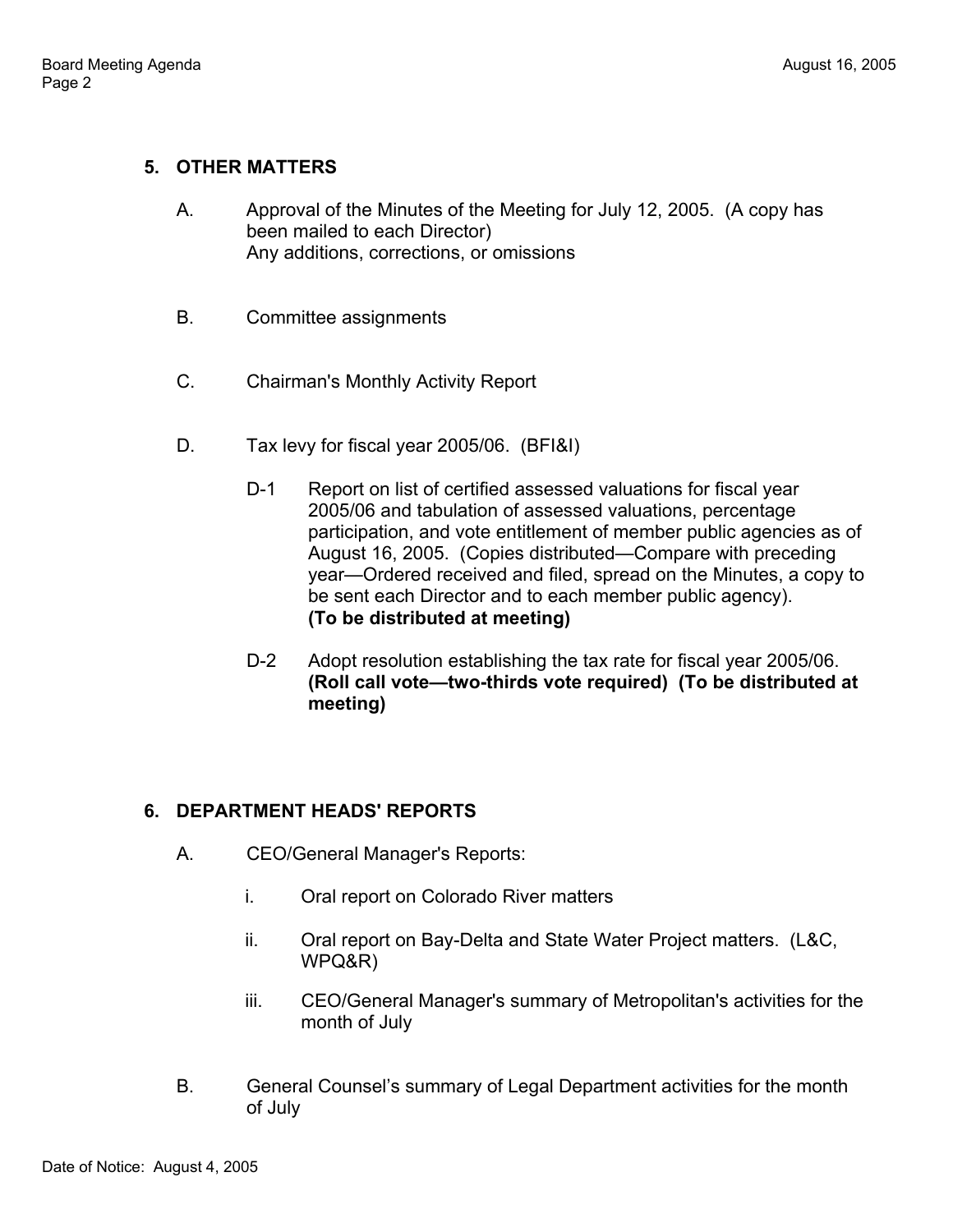## 5. OTHER MATTERS

A. Approval of the Minutes of the Meeting for July 12, 2005. (A copy has been mailed to each Director)
Any additions, corrections, or omissions

B. Committee assignments

C. Chairman's Monthly Activity Report

D. Tax levy for fiscal year 2005/06. (BFI&I)

D-1 Report on list of certified assessed valuations for fiscal year 2005/06 and tabulation of assessed valuations, percentage participation, and vote entitlement of member public agencies as of August 16, 2005. (Copies distributed—Compare with preceding year—Ordered received and filed, spread on the Minutes, a copy to be sent each Director and to each member public agency). **(To be distributed at meeting)**

D-2 Adopt resolution establishing the tax rate for fiscal year 2005/06. **(Roll call vote—two-thirds vote required) (To be distributed at meeting)**

## 6. DEPARTMENT HEADS' REPORTS

A. CEO/General Manager's Reports:

i. Oral report on Colorado River matters

ii. Oral report on Bay-Delta and State Water Project matters. (L&C, WPQ&R)

iii. CEO/General Manager's summary of Metropolitan's activities for the month of July

B. General Counsel's summary of Legal Department activities for the month of July

Date of Notice: August 4, 2005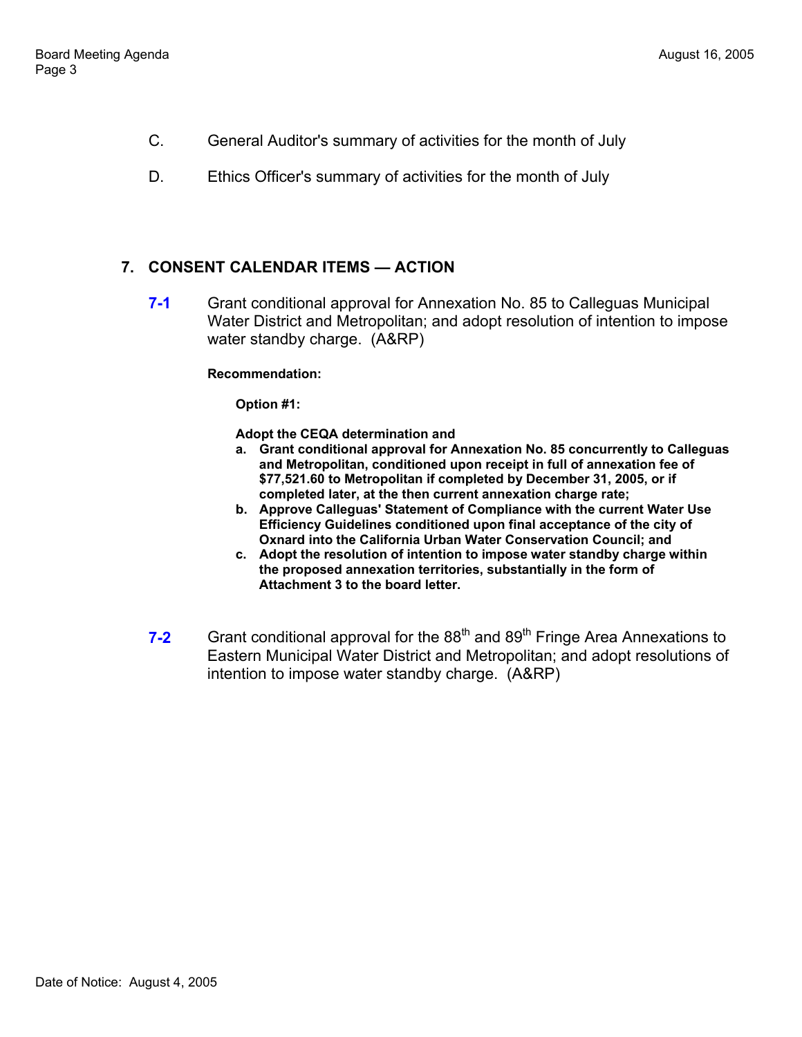C. General Auditor's summary of activities for the month of July

D. Ethics Officer's summary of activities for the month of July

## 7. CONSENT CALENDAR ITEMS — ACTION

**7-1** Grant conditional approval for Annexation No. 85 to Calleguas Municipal Water District and Metropolitan; and adopt resolution of intention to impose water standby charge. (A&RP)

**Recommendation:**

**Option #1:**

**Adopt the CEQA determination and**

**a. Grant conditional approval for Annexation No. 85 concurrently to Calleguas and Metropolitan, conditioned upon receipt in full of annexation fee of $77,521.60 to Metropolitan if completed by December 31, 2005, or if completed later, at the then current annexation charge rate;**

**b. Approve Calleguas' Statement of Compliance with the current Water Use Efficiency Guidelines conditioned upon final acceptance of the city of Oxnard into the California Urban Water Conservation Council; and**

**c. Adopt the resolution of intention to impose water standby charge within the proposed annexation territories, substantially in the form of Attachment 3 to the board letter.**

**7-2** Grant conditional approval for the 88th and 89th Fringe Area Annexations to Eastern Municipal Water District and Metropolitan; and adopt resolutions of intention to impose water standby charge. (A&RP)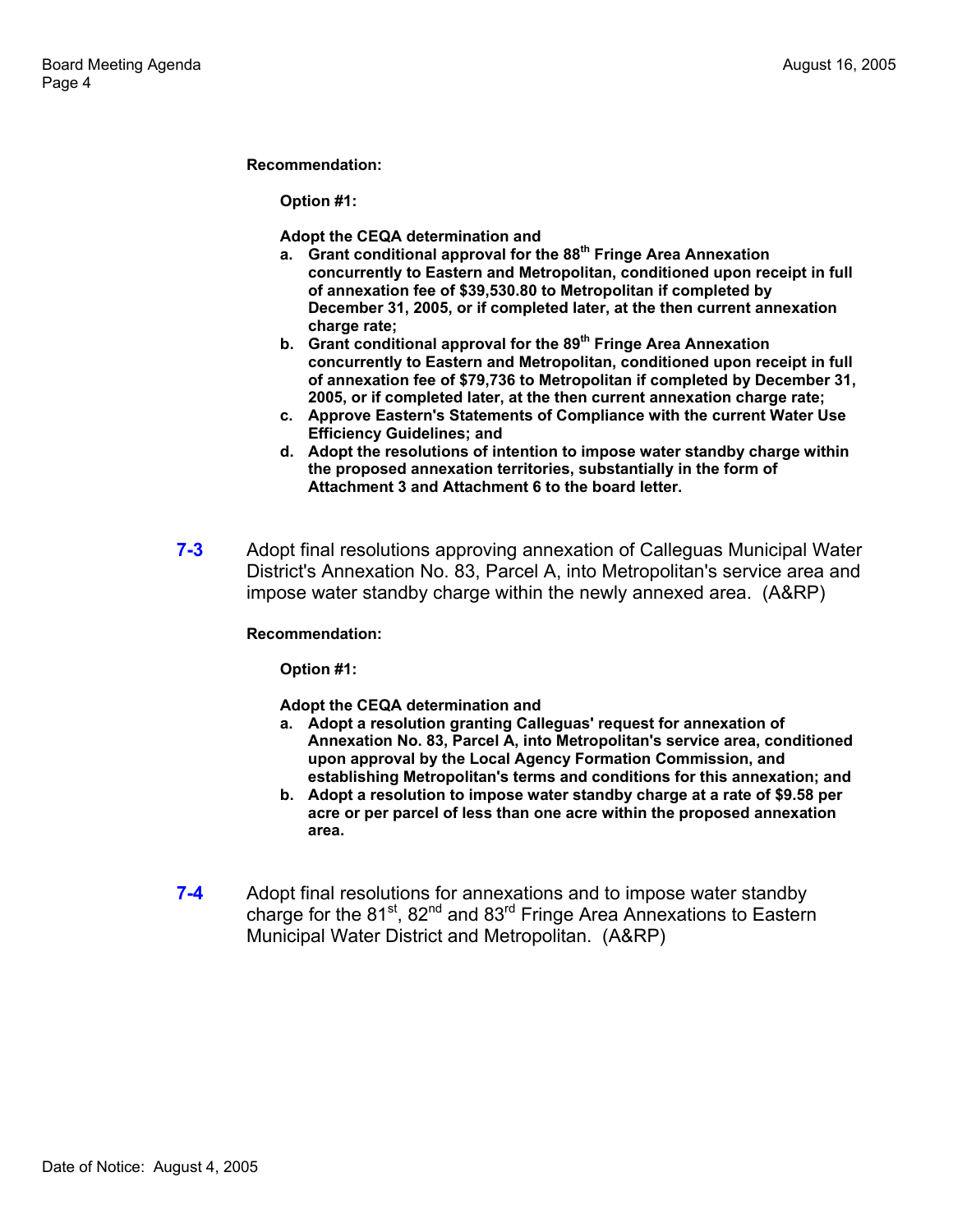**Recommendation:**

**Option #1:**

**Adopt the CEQA determination and**

- **a. Grant conditional approval for the 88th Fringe Area Annexation concurrently to Eastern and Metropolitan, conditioned upon receipt in full of annexation fee of $39,530.80 to Metropolitan if completed by December 31, 2005, or if completed later, at the then current annexation charge rate;**
- **b. Grant conditional approval for the 89th Fringe Area Annexation concurrently to Eastern and Metropolitan, conditioned upon receipt in full of annexation fee of $79,736 to Metropolitan if completed by December 31, 2005, or if completed later, at the then current annexation charge rate;**
- **c. Approve Eastern's Statements of Compliance with the current Water Use Efficiency Guidelines; and**
- **d. Adopt the resolutions of intention to impose water standby charge within the proposed annexation territories, substantially in the form of Attachment 3 and Attachment 6 to the board letter.**

**7-3** Adopt final resolutions approving annexation of Calleguas Municipal Water District's Annexation No. 83, Parcel A, into Metropolitan's service area and impose water standby charge within the newly annexed area. (A&RP)

**Recommendation:**

**Option #1:**

**Adopt the CEQA determination and**

- **a. Adopt a resolution granting Calleguas' request for annexation of Annexation No. 83, Parcel A, into Metropolitan's service area, conditioned upon approval by the Local Agency Formation Commission, and establishing Metropolitan's terms and conditions for this annexation; and**
- **b. Adopt a resolution to impose water standby charge at a rate of $9.58 per acre or per parcel of less than one acre within the proposed annexation area.**

**7-4** Adopt final resolutions for annexations and to impose water standby charge for the 81st, 82nd and 83rd Fringe Area Annexations to Eastern Municipal Water District and Metropolitan. (A&RP)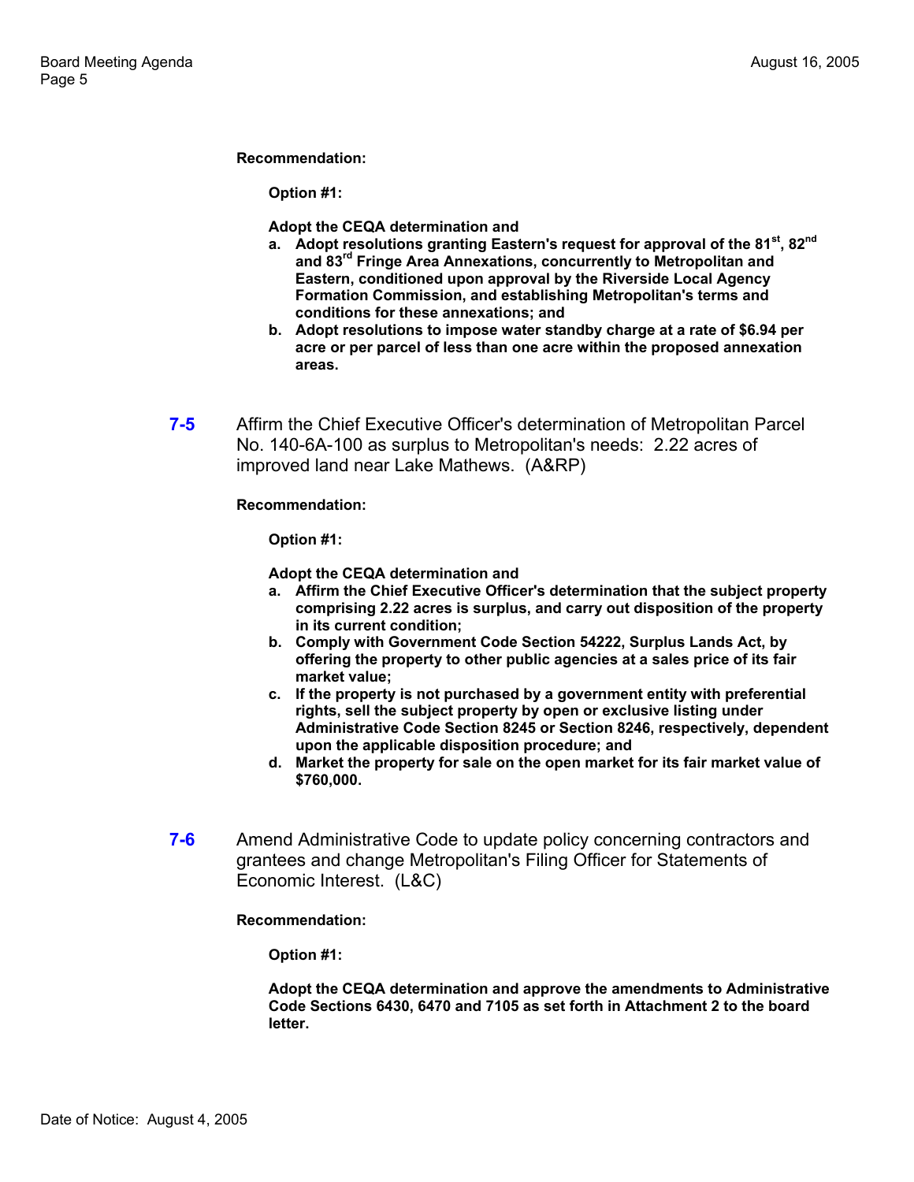**Recommendation:**

**Option #1:**

**Adopt the CEQA determination and**

a. **Adopt resolutions granting Eastern's request for approval of the 81st, 82nd and 83rd Fringe Area Annexations, concurrently to Metropolitan and Eastern, conditioned upon approval by the Riverside Local Agency Formation Commission, and establishing Metropolitan's terms and conditions for these annexations; and**
b. **Adopt resolutions to impose water standby charge at a rate of $6.94 per acre or per parcel of less than one acre within the proposed annexation areas.**

**7-5** Affirm the Chief Executive Officer's determination of Metropolitan Parcel No. 140-6A-100 as surplus to Metropolitan's needs: 2.22 acres of improved land near Lake Mathews. (A&RP)

**Recommendation:**

**Option #1:**

**Adopt the CEQA determination and**

a. **Affirm the Chief Executive Officer's determination that the subject property comprising 2.22 acres is surplus, and carry out disposition of the property in its current condition;**
b. **Comply with Government Code Section 54222, Surplus Lands Act, by offering the property to other public agencies at a sales price of its fair market value;**
c. **If the property is not purchased by a government entity with preferential rights, sell the subject property by open or exclusive listing under Administrative Code Section 8245 or Section 8246, respectively, dependent upon the applicable disposition procedure; and**
d. **Market the property for sale on the open market for its fair market value of $760,000.**

**7-6** Amend Administrative Code to update policy concerning contractors and grantees and change Metropolitan's Filing Officer for Statements of Economic Interest. (L&C)

**Recommendation:**

**Option #1:**

**Adopt the CEQA determination and approve the amendments to Administrative Code Sections 6430, 6470 and 7105 as set forth in Attachment 2 to the board letter.**

Date of Notice: August 4, 2005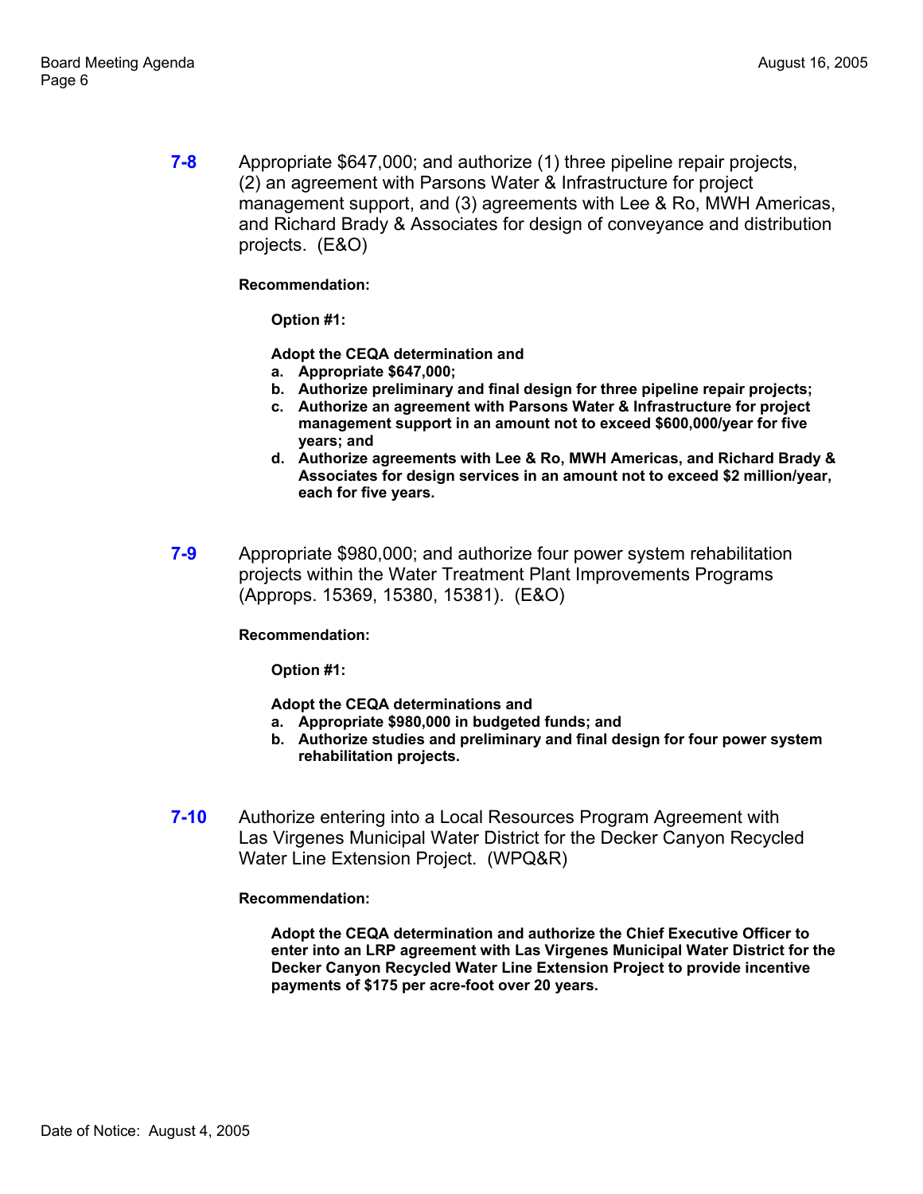**7-8** Appropriate $647,000; and authorize (1) three pipeline repair projects, (2) an agreement with Parsons Water & Infrastructure for project management support, and (3) agreements with Lee & Ro, MWH Americas, and Richard Brady & Associates for design of conveyance and distribution projects. (E&O)

**Recommendation:**

**Option #1:**

**Adopt the CEQA determination and**

a. **Appropriate $647,000;**
b. **Authorize preliminary and final design for three pipeline repair projects;**
c. **Authorize an agreement with Parsons Water & Infrastructure for project management support in an amount not to exceed $600,000/year for five years; and**
d. **Authorize agreements with Lee & Ro, MWH Americas, and Richard Brady & Associates for design services in an amount not to exceed $2 million/year, each for five years.**

**7-9** Appropriate $980,000; and authorize four power system rehabilitation projects within the Water Treatment Plant Improvements Programs (Approps. 15369, 15380, 15381). (E&O)

**Recommendation:**

**Option #1:**

**Adopt the CEQA determinations and**

a. **Appropriate $980,000 in budgeted funds; and**
b. **Authorize studies and preliminary and final design for four power system rehabilitation projects.**

**7-10** Authorize entering into a Local Resources Program Agreement with Las Virgenes Municipal Water District for the Decker Canyon Recycled Water Line Extension Project. (WPQ&R)

**Recommendation:**

**Adopt the CEQA determination and authorize the Chief Executive Officer to enter into an LRP agreement with Las Virgenes Municipal Water District for the Decker Canyon Recycled Water Line Extension Project to provide incentive payments of $175 per acre-foot over 20 years.**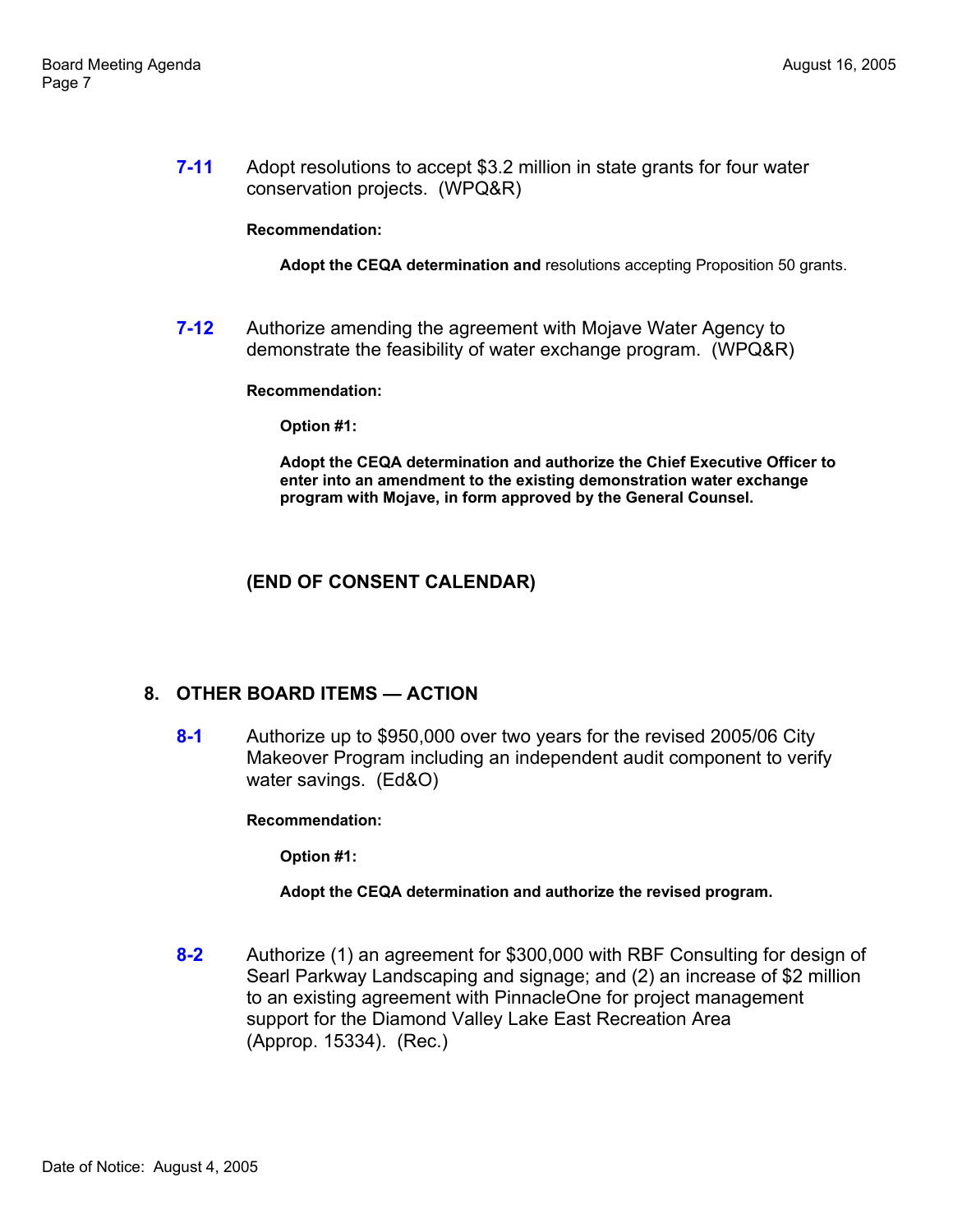**7-11** Adopt resolutions to accept $3.2 million in state grants for four water conservation projects. (WPQ&R)

**Recommendation:**

**Adopt the CEQA determination and** resolutions accepting Proposition 50 grants.

**7-12** Authorize amending the agreement with Mojave Water Agency to demonstrate the feasibility of water exchange program. (WPQ&R)

**Recommendation:**

**Option #1:**

**Adopt the CEQA determination and authorize the Chief Executive Officer to enter into an amendment to the existing demonstration water exchange program with Mojave, in form approved by the General Counsel.**

**(END OF CONSENT CALENDAR)**

## 8. OTHER BOARD ITEMS — ACTION

**8-1** Authorize up to $950,000 over two years for the revised 2005/06 City Makeover Program including an independent audit component to verify water savings. (Ed&O)

**Recommendation:**

**Option #1:**

**Adopt the CEQA determination and authorize the revised program.**

**8-2** Authorize (1) an agreement for $300,000 with RBF Consulting for design of Searl Parkway Landscaping and signage; and (2) an increase of $2 million to an existing agreement with PinnacleOne for project management support for the Diamond Valley Lake East Recreation Area (Approp. 15334). (Rec.)

Date of Notice: August 4, 2005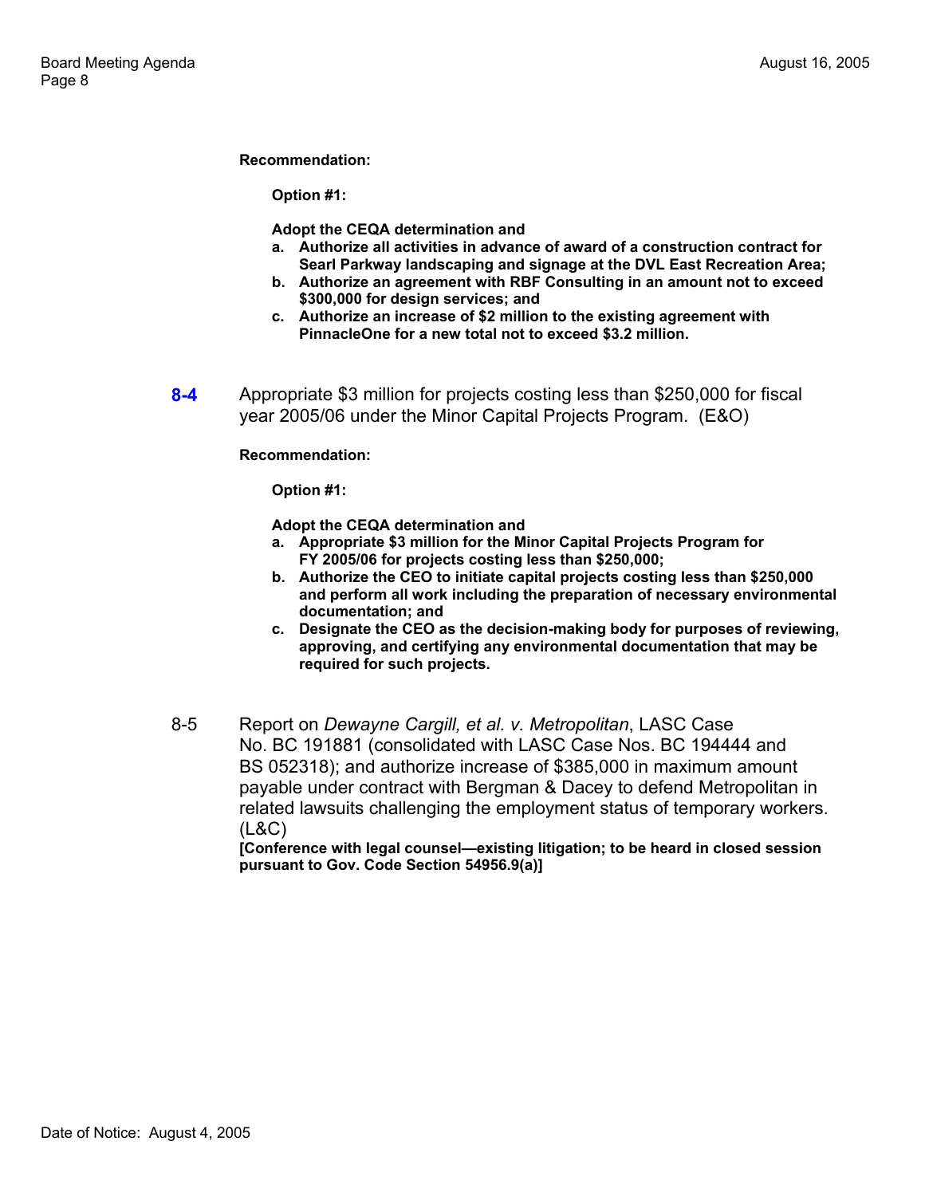**Recommendation:**

**Option #1:**

**Adopt the CEQA determination and**

- **a. Authorize all activities in advance of award of a construction contract for Searl Parkway landscaping and signage at the DVL East Recreation Area;**
- **b. Authorize an agreement with RBF Consulting in an amount not to exceed $300,000 for design services; and**
- **c. Authorize an increase of $2 million to the existing agreement with PinnacleOne for a new total not to exceed $3.2 million.**

**8-4** Appropriate $3 million for projects costing less than $250,000 for fiscal year 2005/06 under the Minor Capital Projects Program. (E&O)

**Recommendation:**

**Option #1:**

**Adopt the CEQA determination and**

- **a. Appropriate $3 million for the Minor Capital Projects Program for FY 2005/06 for projects costing less than $250,000;**
- **b. Authorize the CEO to initiate capital projects costing less than $250,000 and perform all work including the preparation of necessary environmental documentation; and**
- **c. Designate the CEO as the decision-making body for purposes of reviewing, approving, and certifying any environmental documentation that may be required for such projects.**

8-5 Report on *Dewayne Cargill, et al. v. Metropolitan*, LASC Case No. BC 191881 (consolidated with LASC Case Nos. BC 194444 and BS 052318); and authorize increase of $385,000 in maximum amount payable under contract with Bergman & Dacey to defend Metropolitan in related lawsuits challenging the employment status of temporary workers. (L&C)
**[Conference with legal counsel—existing litigation; to be heard in closed session pursuant to Gov. Code Section 54956.9(a)]**

Date of Notice: August 4, 2005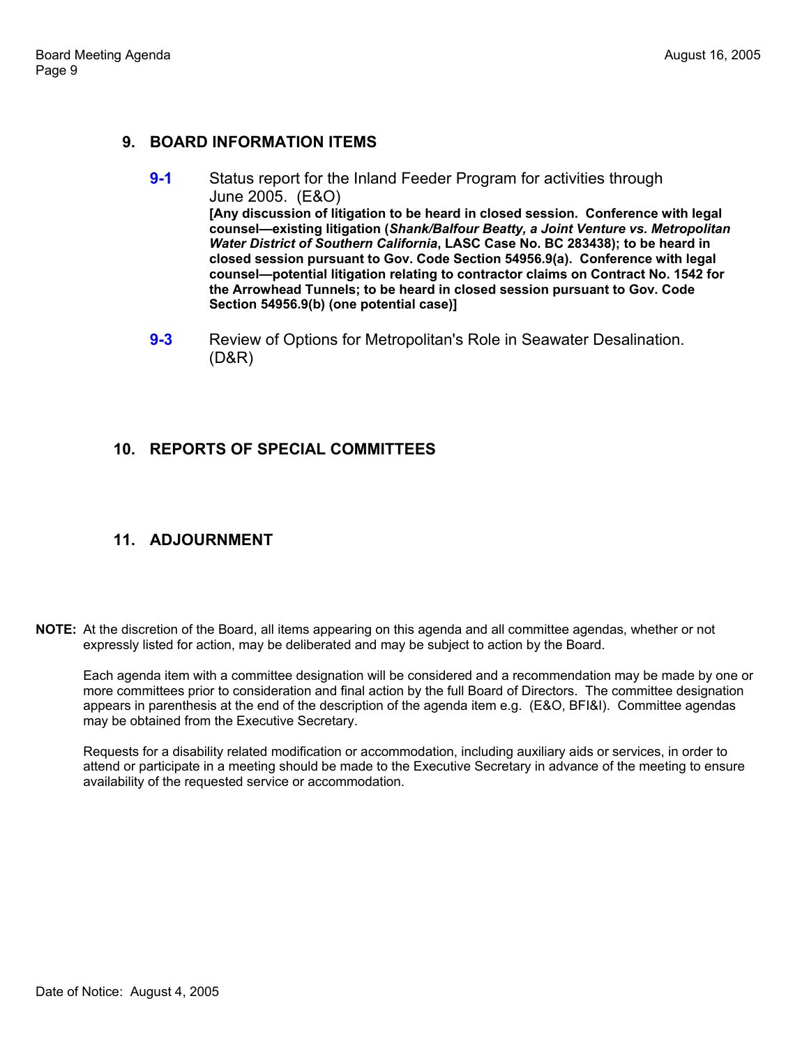## 9. BOARD INFORMATION ITEMS

**9-1** Status report for the Inland Feeder Program for activities through June 2005. (E&O)
**[Any discussion of litigation to be heard in closed session. Conference with legal counsel—existing litigation (*Shank/Balfour Beatty, a Joint Venture vs. Metropolitan Water District of Southern California*, LASC Case No. BC 283438); to be heard in closed session pursuant to Gov. Code Section 54956.9(a). Conference with legal counsel—potential litigation relating to contractor claims on Contract No. 1542 for the Arrowhead Tunnels; to be heard in closed session pursuant to Gov. Code Section 54956.9(b) (one potential case)]**

**9-3** Review of Options for Metropolitan's Role in Seawater Desalination. (D&R)

## 10. REPORTS OF SPECIAL COMMITTEES

## 11. ADJOURNMENT

**NOTE:** At the discretion of the Board, all items appearing on this agenda and all committee agendas, whether or not expressly listed for action, may be deliberated and may be subject to action by the Board.

Each agenda item with a committee designation will be considered and a recommendation may be made by one or more committees prior to consideration and final action by the full Board of Directors. The committee designation appears in parenthesis at the end of the description of the agenda item e.g. (E&O, BFI&I). Committee agendas may be obtained from the Executive Secretary.

Requests for a disability related modification or accommodation, including auxiliary aids or services, in order to attend or participate in a meeting should be made to the Executive Secretary in advance of the meeting to ensure availability of the requested service or accommodation.

Date of Notice: August 4, 2005